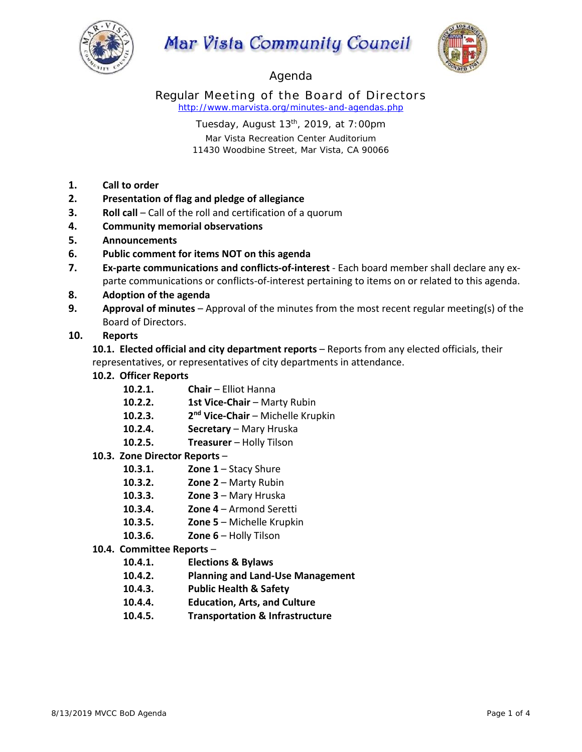# Mar Vista Community Council

## Agenda

### Regular Meeting of the Board of Directors

http://www.marvista.org/minutes-and-agendas.php

Tuesday, August 13th, 2019, at 7:00pm
Mar Vista Recreation Center Auditorium
11430 Woodbine Street, Mar Vista, CA 90066

1. **Call to order**
2. **Presentation of flag and pledge of allegiance**
3. **Roll call** – Call of the roll and certification of a quorum
4. **Community memorial observations**
5. **Announcements**
6. **Public comment for items NOT on this agenda**
7. **Ex-parte communications and conflicts-of-interest** - Each board member shall declare any ex-parte communications or conflicts-of-interest pertaining to items on or related to this agenda.
8. **Adoption of the agenda**
9. **Approval of minutes** – Approval of the minutes from the most recent regular meeting(s) of the Board of Directors.
10. **Reports**

    **10.1. Elected official and city department reports** – Reports from any elected officials, their representatives, or representatives of city departments in attendance.

    **10.2. Officer Reports**
    - **10.2.1. Chair** – Elliot Hanna
    - **10.2.2. 1st Vice-Chair** – Marty Rubin
    - **10.2.3. 2nd Vice-Chair** – Michelle Krupkin
    - **10.2.4. Secretary** – Mary Hruska
    - **10.2.5. Treasurer** – Holly Tilson

    **10.3. Zone Director Reports** –
    - **10.3.1. Zone 1** – Stacy Shure
    - **10.3.2. Zone 2** – Marty Rubin
    - **10.3.3. Zone 3** – Mary Hruska
    - **10.3.4. Zone 4** – Armond Seretti
    - **10.3.5. Zone 5** – Michelle Krupkin
    - **10.3.6. Zone 6** – Holly Tilson

    **10.4. Committee Reports** –
    - **10.4.1. Elections & Bylaws**
    - **10.4.2. Planning and Land-Use Management**
    - **10.4.3. Public Health & Safety**
    - **10.4.4. Education, Arts, and Culture**
    - **10.4.5. Transportation & Infrastructure**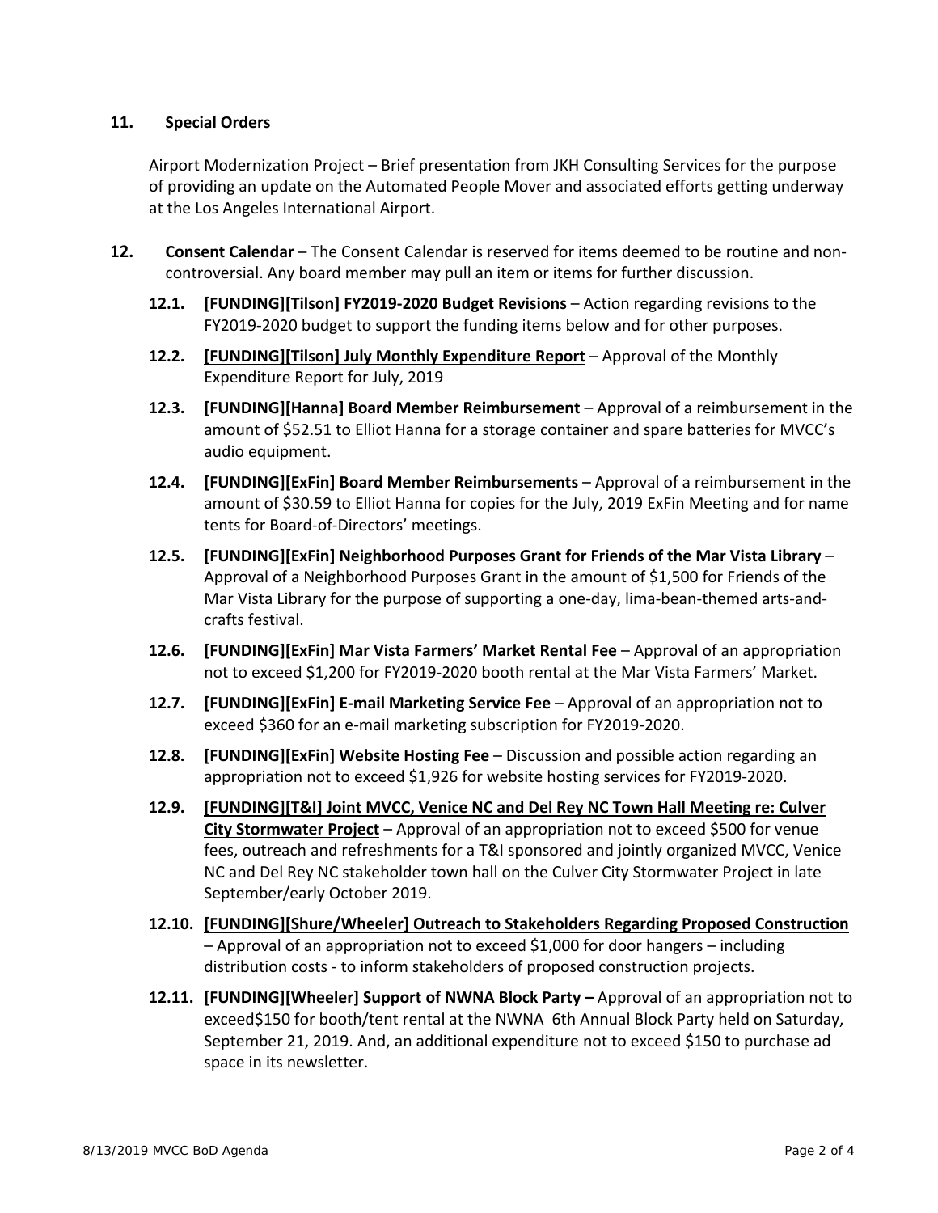**11. Special Orders**

Airport Modernization Project – Brief presentation from JKH Consulting Services for the purpose of providing an update on the Automated People Mover and associated efforts getting underway at the Los Angeles International Airport.

**12. Consent Calendar** – The Consent Calendar is reserved for items deemed to be routine and non-controversial. Any board member may pull an item or items for further discussion.

**12.1. [FUNDING][Tilson] FY2019-2020 Budget Revisions** – Action regarding revisions to the FY2019-2020 budget to support the funding items below and for other purposes.

**12.2. <u>[FUNDING][Tilson] July Monthly Expenditure Report</u>** – Approval of the Monthly Expenditure Report for July, 2019

**12.3. [FUNDING][Hanna] Board Member Reimbursement** – Approval of a reimbursement in the amount of $52.51 to Elliot Hanna for a storage container and spare batteries for MVCC's audio equipment.

**12.4. [FUNDING][ExFin] Board Member Reimbursements** – Approval of a reimbursement in the amount of $30.59 to Elliot Hanna for copies for the July, 2019 ExFin Meeting and for name tents for Board-of-Directors' meetings.

**12.5. <u>[FUNDING][ExFin] Neighborhood Purposes Grant for Friends of the Mar Vista Library</u>** – Approval of a Neighborhood Purposes Grant in the amount of $1,500 for Friends of the Mar Vista Library for the purpose of supporting a one-day, lima-bean-themed arts-and-crafts festival.

**12.6. [FUNDING][ExFin] Mar Vista Farmers' Market Rental Fee** – Approval of an appropriation not to exceed $1,200 for FY2019-2020 booth rental at the Mar Vista Farmers' Market.

**12.7. [FUNDING][ExFin] E-mail Marketing Service Fee** – Approval of an appropriation not to exceed $360 for an e-mail marketing subscription for FY2019-2020.

**12.8. [FUNDING][ExFin] Website Hosting Fee** – Discussion and possible action regarding an appropriation not to exceed $1,926 for website hosting services for FY2019-2020.

**12.9. <u>[FUNDING][T&I] Joint MVCC, Venice NC and Del Rey NC Town Hall Meeting re: Culver City Stormwater Project</u>** – Approval of an appropriation not to exceed $500 for venue fees, outreach and refreshments for a T&I sponsored and jointly organized MVCC, Venice NC and Del Rey NC stakeholder town hall on the Culver City Stormwater Project in late September/early October 2019.

**12.10. <u>[FUNDING][Shure/Wheeler] Outreach to Stakeholders Regarding Proposed Construction</u>** – Approval of an appropriation not to exceed $1,000 for door hangers – including distribution costs - to inform stakeholders of proposed construction projects.

**12.11. [FUNDING][Wheeler] Support of NWNA Block Party –** Approval of an appropriation not to exceed$150 for booth/tent rental at the NWNA 6th Annual Block Party held on Saturday, September 21, 2019. And, an additional expenditure not to exceed $150 to purchase ad space in its newsletter.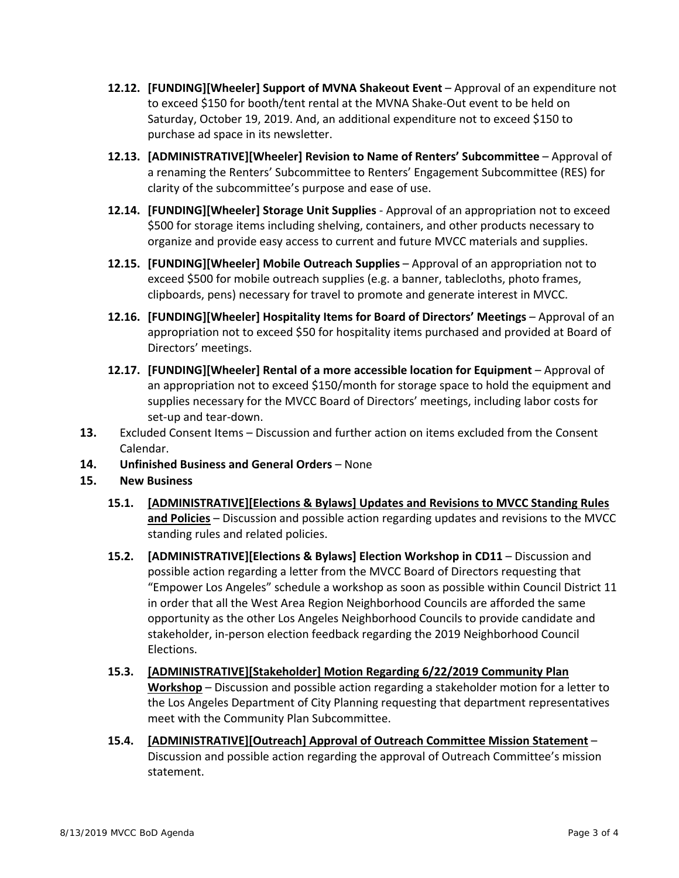- **12.12. [FUNDING][Wheeler] Support of MVNA Shakeout Event** – Approval of an expenditure not to exceed $150 for booth/tent rental at the MVNA Shake-Out event to be held on Saturday, October 19, 2019. And, an additional expenditure not to exceed $150 to purchase ad space in its newsletter.
- **12.13. [ADMINISTRATIVE][Wheeler] Revision to Name of Renters' Subcommittee** – Approval of a renaming the Renters' Subcommittee to Renters' Engagement Subcommittee (RES) for clarity of the subcommittee's purpose and ease of use.
- **12.14. [FUNDING][Wheeler] Storage Unit Supplies** - Approval of an appropriation not to exceed $500 for storage items including shelving, containers, and other products necessary to organize and provide easy access to current and future MVCC materials and supplies.
- **12.15. [FUNDING][Wheeler] Mobile Outreach Supplies** – Approval of an appropriation not to exceed $500 for mobile outreach supplies (e.g. a banner, tablecloths, photo frames, clipboards, pens) necessary for travel to promote and generate interest in MVCC.
- **12.16. [FUNDING][Wheeler] Hospitality Items for Board of Directors' Meetings** – Approval of an appropriation not to exceed $50 for hospitality items purchased and provided at Board of Directors' meetings.
- **12.17. [FUNDING][Wheeler] Rental of a more accessible location for Equipment** – Approval of an appropriation not to exceed $150/month for storage space to hold the equipment and supplies necessary for the MVCC Board of Directors' meetings, including labor costs for set-up and tear-down.

**13.** Excluded Consent Items – Discussion and further action on items excluded from the Consent Calendar.

**14. Unfinished Business and General Orders** – None

**15. New Business**

- **15.1. <u>[ADMINISTRATIVE][Elections & Bylaws] Updates and Revisions to MVCC Standing Rules and Policies</u>** – Discussion and possible action regarding updates and revisions to the MVCC standing rules and related policies.
- **15.2. [ADMINISTRATIVE][Elections & Bylaws] Election Workshop in CD11** – Discussion and possible action regarding a letter from the MVCC Board of Directors requesting that "Empower Los Angeles" schedule a workshop as soon as possible within Council District 11 in order that all the West Area Region Neighborhood Councils are afforded the same opportunity as the other Los Angeles Neighborhood Councils to provide candidate and stakeholder, in-person election feedback regarding the 2019 Neighborhood Council Elections.
- **15.3. <u>[ADMINISTRATIVE][Stakeholder] Motion Regarding 6/22/2019 Community Plan Workshop</u>** – Discussion and possible action regarding a stakeholder motion for a letter to the Los Angeles Department of City Planning requesting that department representatives meet with the Community Plan Subcommittee.
- **15.4. <u>[ADMINISTRATIVE][Outreach] Approval of Outreach Committee Mission Statement</u>** – Discussion and possible action regarding the approval of Outreach Committee's mission statement.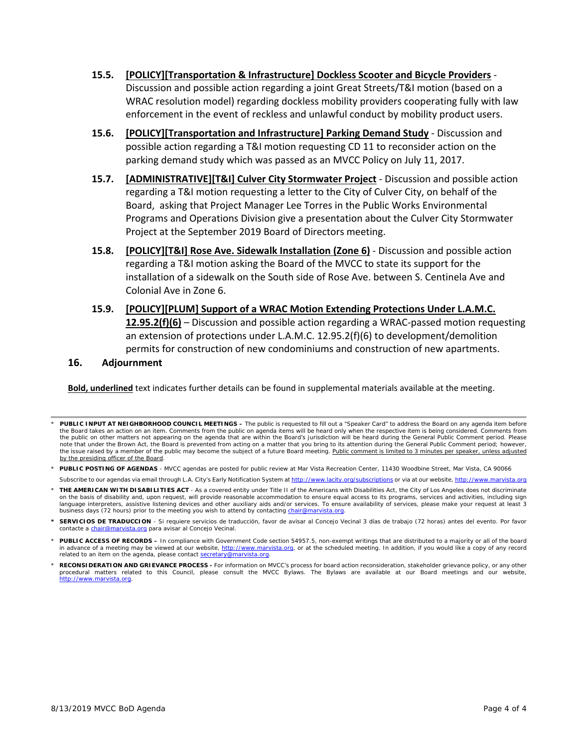15.5. **[POLICY][Transportation & Infrastructure] Dockless Scooter and Bicycle Providers** - Discussion and possible action regarding a joint Great Streets/T&I motion (based on a WRAC resolution model) regarding dockless mobility providers cooperating fully with law enforcement in the event of reckless and unlawful conduct by mobility product users.

15.6. **[POLICY][Transportation and Infrastructure] Parking Demand Study** - Discussion and possible action regarding a T&I motion requesting CD 11 to reconsider action on the parking demand study which was passed as an MVCC Policy on July 11, 2017.

15.7. **[ADMINISTRATIVE][T&I] Culver City Stormwater Project** - Discussion and possible action regarding a T&I motion requesting a letter to the City of Culver City, on behalf of the Board, asking that Project Manager Lee Torres in the Public Works Environmental Programs and Operations Division give a presentation about the Culver City Stormwater Project at the September 2019 Board of Directors meeting.

15.8. **[POLICY][T&I] Rose Ave. Sidewalk Installation (Zone 6)** - Discussion and possible action regarding a T&I motion asking the Board of the MVCC to state its support for the installation of a sidewalk on the South side of Rose Ave. between S. Centinela Ave and Colonial Ave in Zone 6.

15.9. **[POLICY][PLUM] Support of a WRAC Motion Extending Protections Under L.A.M.C. 12.95.2(f)(6)** – Discussion and possible action regarding a WRAC-passed motion requesting an extension of protections under L.A.M.C. 12.95.2(f)(6) to development/demolition permits for construction of new condominiums and construction of new apartments.

## 16. Adjournment

**Bold, underlined** text indicates further details can be found in supplemental materials available at the meeting.

---

* **PUBLIC INPUT AT NEIGHBORHOOD COUNCIL MEETINGS –** The public is requested to fill out a "Speaker Card" to address the Board on any agenda item before the Board takes an action on an item. Comments from the public on agenda items will be heard only when the respective item is being considered. Comments from the public on other matters not appearing on the agenda that are within the Board's jurisdiction will be heard during the General Public Comment period. Please note that under the Brown Act, the Board is prevented from acting on a matter that you bring to its attention during the General Public Comment period; however, the issue raised by a member of the public may become the subject of a future Board meeting. Public comment is limited to 3 minutes per speaker, unless adjusted by the presiding officer of the Board.

* **PUBLIC POSTING OF AGENDAS** - MVCC agendas are posted for public review at Mar Vista Recreation Center, 11430 Woodbine Street, Mar Vista, CA 90066

  Subscribe to our agendas via email through L.A. City's Early Notification System at http://www.lacity.org/subscriptions or via at our website, http://www.marvista.org

* **THE AMERICAN WITH DISABILITIES ACT** - As a covered entity under Title II of the Americans with Disabilities Act, the City of Los Angeles does not discriminate on the basis of disability and, upon request, will provide reasonable accommodation to ensure equal access to its programs, services and activities, including sign language interpreters, assistive listening devices and other auxiliary aids and/or services. To ensure availability of services, please make your request at least 3 business days (72 hours) prior to the meeting you wish to attend by contacting chair@marvista.org.

* **SERVICIOS DE TRADUCCION** - Si requiere servicios de traducción, favor de avisar al Concejo Vecinal 3 días de trabajo (72 horas) antes del evento. Por favor contacte a chair@marvista.org para avisar al Concejo Vecinal.

* **PUBLIC ACCESS OF RECORDS –** In compliance with Government Code section 54957.5, non-exempt writings that are distributed to a majority or all of the board in advance of a meeting may be viewed at our website, http://www.marvista.org, or at the scheduled meeting. In addition, if you would like a copy of any record related to an item on the agenda, please contact secretary@marvista.org.

* **RECONSIDERATION AND GRIEVANCE PROCESS -** For information on MVCC's process for board action reconsideration, stakeholder grievance policy, or any other procedural matters related to this Council, please consult the MVCC Bylaws. The Bylaws are available at our Board meetings and our website, http://www.marvista.org.